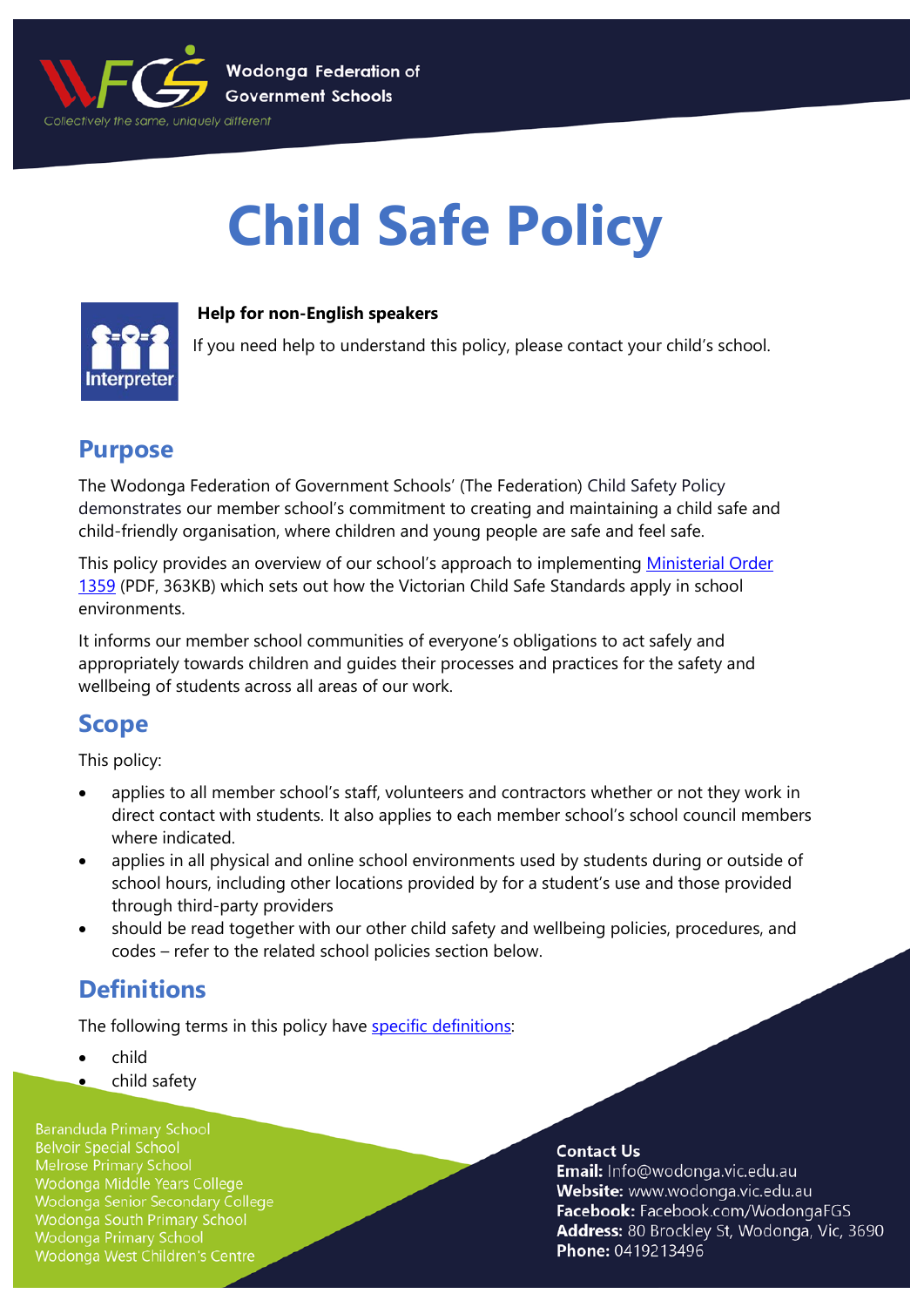# Child Safe Policy

**Help for non-English speakers**

If you need help to understand this policy, please contact your child's school.

## Purpose

The Wodonga Federation of Government Schools' (The Federation) Child Safety Policy demonstrates our member school's commitment to creating and maintaining a child safe and child-friendly organisation, where children and young people are safe and feel safe.

This policy provides an overview of our school's approach to implementing Ministerial Order 1359 (PDF, 363KB) which sets out how the Victorian Child Safe Standards apply in school environments.

It informs our member school communities of everyone's obligations to act safely and appropriately towards children and guides their processes and practices for the safety and wellbeing of students across all areas of our work.

## Scope

This policy:

- applies to all member school's staff, volunteers and contractors whether or not they work in direct contact with students. It also applies to each member school's school council members where indicated.
- applies in all physical and online school environments used by students during or outside of school hours, including other locations provided by for a student's use and those provided through third-party providers
- should be read together with our other child safety and wellbeing policies, procedures, and codes – refer to the related school policies section below.

## Definitions

The following terms in this policy have specific definitions:

- child
- child safety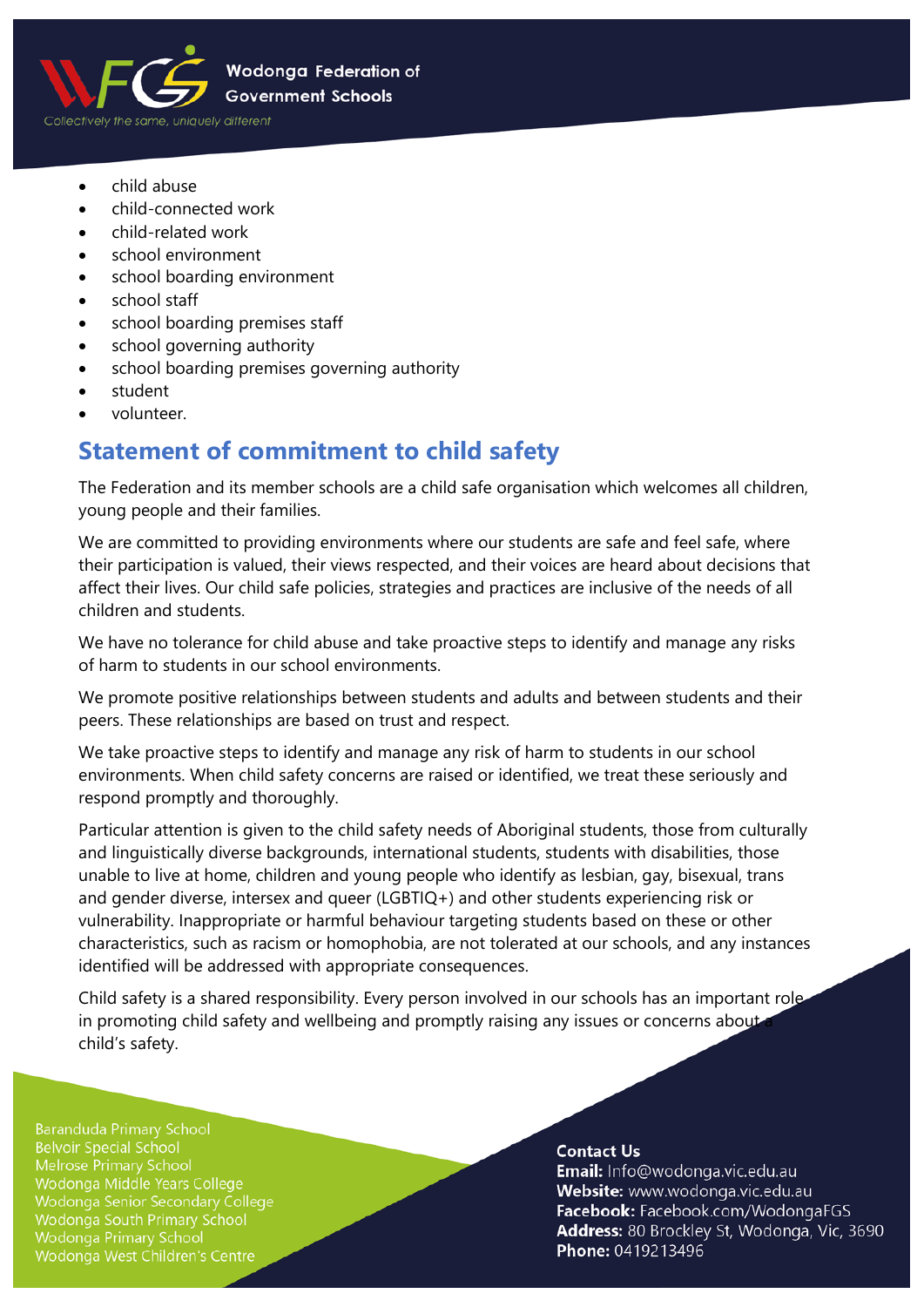- child abuse
- child-connected work
- child-related work
- school environment
- school boarding environment
- school staff
- school boarding premises staff
- school governing authority
- school boarding premises governing authority
- student
- volunteer.

## Statement of commitment to child safety

The Federation and its member schools are a child safe organisation which welcomes all children, young people and their families.

We are committed to providing environments where our students are safe and feel safe, where their participation is valued, their views respected, and their voices are heard about decisions that affect their lives. Our child safe policies, strategies and practices are inclusive of the needs of all children and students.

We have no tolerance for child abuse and take proactive steps to identify and manage any risks of harm to students in our school environments.

We promote positive relationships between students and adults and between students and their peers. These relationships are based on trust and respect.

We take proactive steps to identify and manage any risk of harm to students in our school environments. When child safety concerns are raised or identified, we treat these seriously and respond promptly and thoroughly.

Particular attention is given to the child safety needs of Aboriginal students, those from culturally and linguistically diverse backgrounds, international students, students with disabilities, those unable to live at home, children and young people who identify as lesbian, gay, bisexual, trans and gender diverse, intersex and queer (LGBTIQ+) and other students experiencing risk or vulnerability. Inappropriate or harmful behaviour targeting students based on these or other characteristics, such as racism or homophobia, are not tolerated at our schools, and any instances identified will be addressed with appropriate consequences.

Child safety is a shared responsibility. Every person involved in our schools has an important role in promoting child safety and wellbeing and promptly raising any issues or concerns about a child's safety.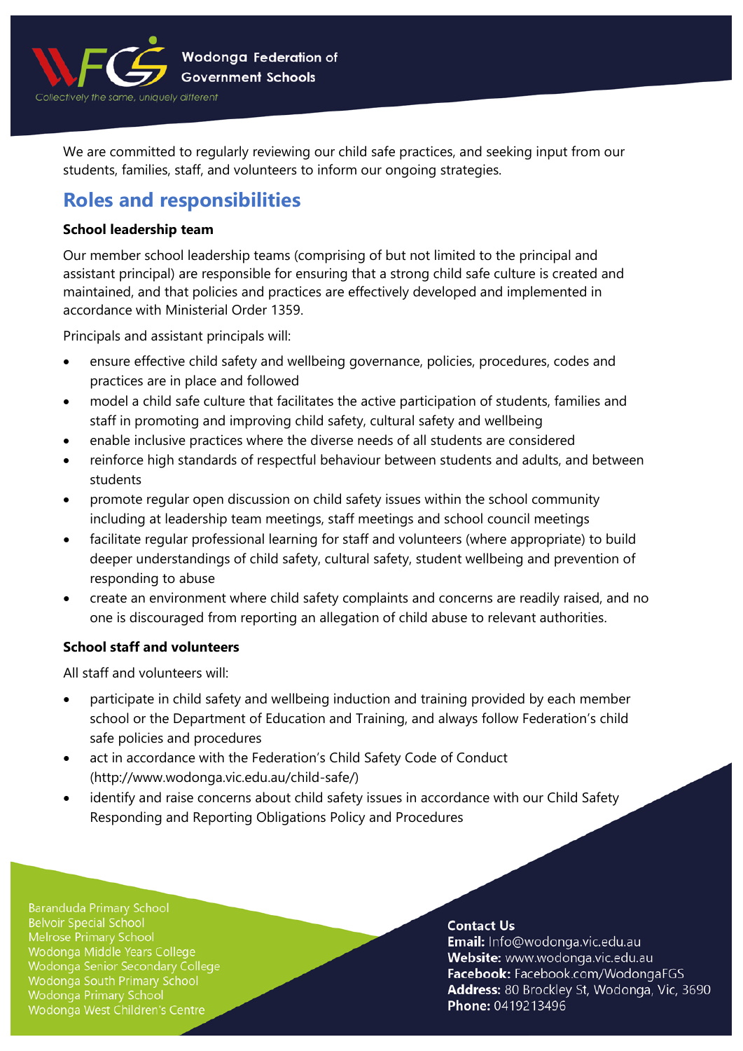We are committed to regularly reviewing our child safe practices, and seeking input from our students, families, staff, and volunteers to inform our ongoing strategies.

## Roles and responsibilities

**School leadership team**

Our member school leadership teams (comprising of but not limited to the principal and assistant principal) are responsible for ensuring that a strong child safe culture is created and maintained, and that policies and practices are effectively developed and implemented in accordance with Ministerial Order 1359.

Principals and assistant principals will:

- ensure effective child safety and wellbeing governance, policies, procedures, codes and practices are in place and followed
- model a child safe culture that facilitates the active participation of students, families and staff in promoting and improving child safety, cultural safety and wellbeing
- enable inclusive practices where the diverse needs of all students are considered
- reinforce high standards of respectful behaviour between students and adults, and between students
- promote regular open discussion on child safety issues within the school community including at leadership team meetings, staff meetings and school council meetings
- facilitate regular professional learning for staff and volunteers (where appropriate) to build deeper understandings of child safety, cultural safety, student wellbeing and prevention of responding to abuse
- create an environment where child safety complaints and concerns are readily raised, and no one is discouraged from reporting an allegation of child abuse to relevant authorities.

**School staff and volunteers**

All staff and volunteers will:

- participate in child safety and wellbeing induction and training provided by each member school or the Department of Education and Training, and always follow Federation's child safe policies and procedures
- act in accordance with the Federation's Child Safety Code of Conduct (http://www.wodonga.vic.edu.au/child-safe/)
- identify and raise concerns about child safety issues in accordance with our Child Safety Responding and Reporting Obligations Policy and Procedures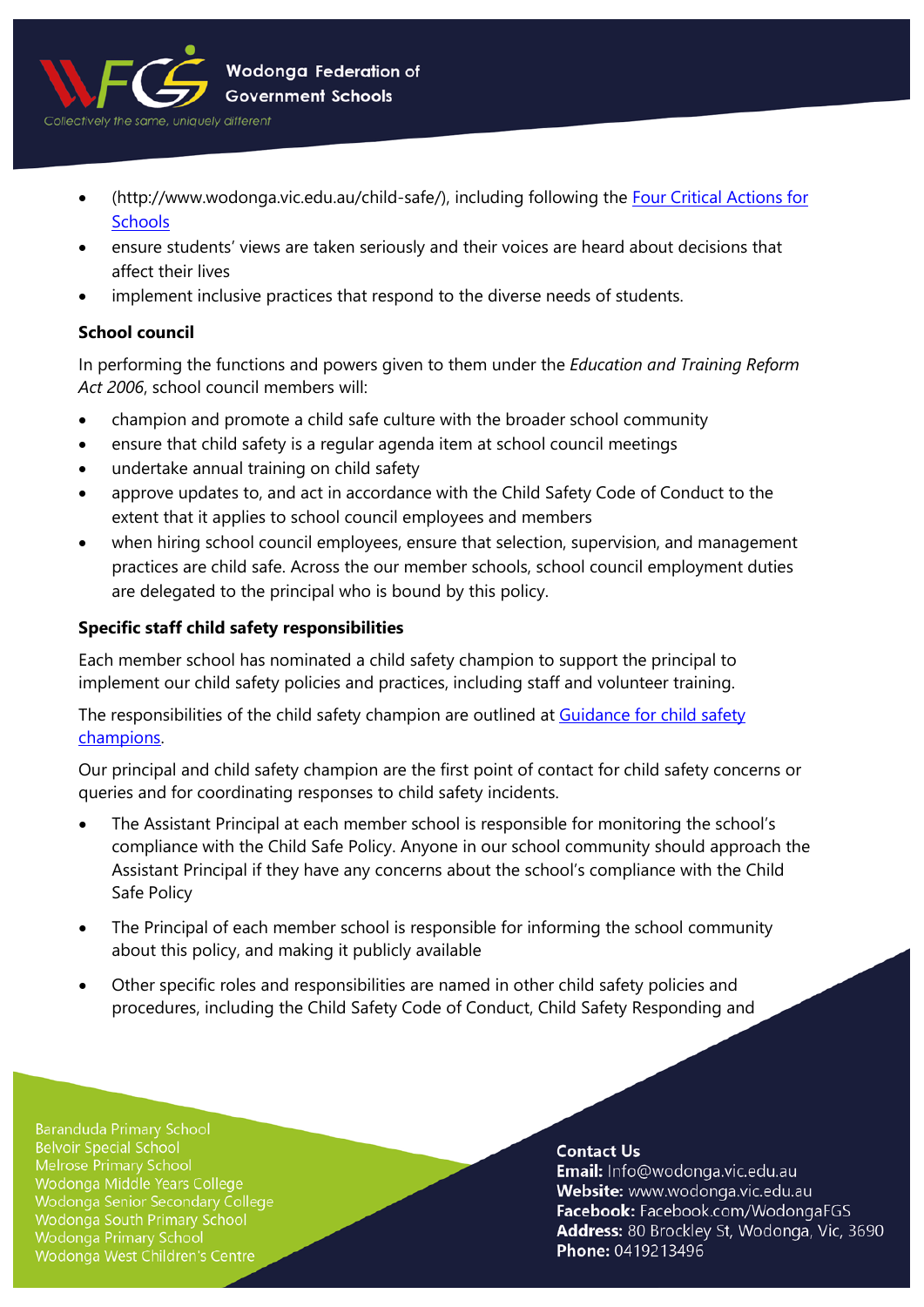- (http://www.wodonga.vic.edu.au/child-safe/), including following the [Four Critical Actions for Schools]
- ensure students' views are taken seriously and their voices are heard about decisions that affect their lives
- implement inclusive practices that respond to the diverse needs of students.

**School council**

In performing the functions and powers given to them under the *Education and Training Reform Act 2006*, school council members will:

- champion and promote a child safe culture with the broader school community
- ensure that child safety is a regular agenda item at school council meetings
- undertake annual training on child safety
- approve updates to, and act in accordance with the Child Safety Code of Conduct to the extent that it applies to school council employees and members
- when hiring school council employees, ensure that selection, supervision, and management practices are child safe. Across the our member schools, school council employment duties are delegated to the principal who is bound by this policy.

**Specific staff child safety responsibilities**

Each member school has nominated a child safety champion to support the principal to implement our child safety policies and practices, including staff and volunteer training.

The responsibilities of the child safety champion are outlined at [Guidance for child safety champions].

Our principal and child safety champion are the first point of contact for child safety concerns or queries and for coordinating responses to child safety incidents.

- The Assistant Principal at each member school is responsible for monitoring the school's compliance with the Child Safe Policy. Anyone in our school community should approach the Assistant Principal if they have any concerns about the school's compliance with the Child Safe Policy
- The Principal of each member school is responsible for informing the school community about this policy, and making it publicly available
- Other specific roles and responsibilities are named in other child safety policies and procedures, including the Child Safety Code of Conduct, Child Safety Responding and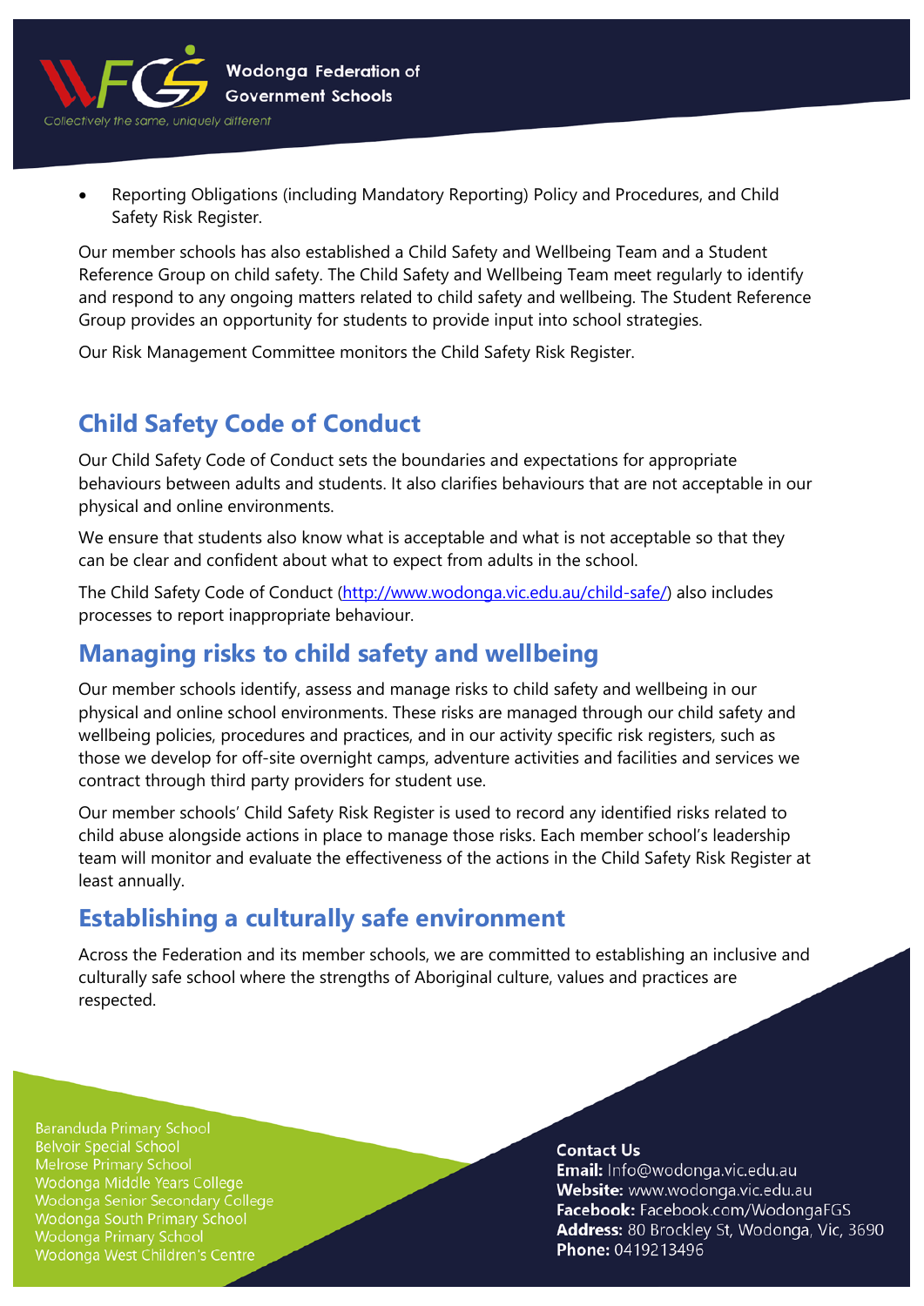- Reporting Obligations (including Mandatory Reporting) Policy and Procedures, and Child Safety Risk Register.

Our member schools has also established a Child Safety and Wellbeing Team and a Student Reference Group on child safety. The Child Safety and Wellbeing Team meet regularly to identify and respond to any ongoing matters related to child safety and wellbeing. The Student Reference Group provides an opportunity for students to provide input into school strategies.

Our Risk Management Committee monitors the Child Safety Risk Register.

## Child Safety Code of Conduct

Our Child Safety Code of Conduct sets the boundaries and expectations for appropriate behaviours between adults and students. It also clarifies behaviours that are not acceptable in our physical and online environments.

We ensure that students also know what is acceptable and what is not acceptable so that they can be clear and confident about what to expect from adults in the school.

The Child Safety Code of Conduct (http://www.wodonga.vic.edu.au/child-safe/) also includes processes to report inappropriate behaviour.

## Managing risks to child safety and wellbeing

Our member schools identify, assess and manage risks to child safety and wellbeing in our physical and online school environments. These risks are managed through our child safety and wellbeing policies, procedures and practices, and in our activity specific risk registers, such as those we develop for off-site overnight camps, adventure activities and facilities and services we contract through third party providers for student use.

Our member schools' Child Safety Risk Register is used to record any identified risks related to child abuse alongside actions in place to manage those risks. Each member school's leadership team will monitor and evaluate the effectiveness of the actions in the Child Safety Risk Register at least annually.

## Establishing a culturally safe environment

Across the Federation and its member schools, we are committed to establishing an inclusive and culturally safe school where the strengths of Aboriginal culture, values and practices are respected.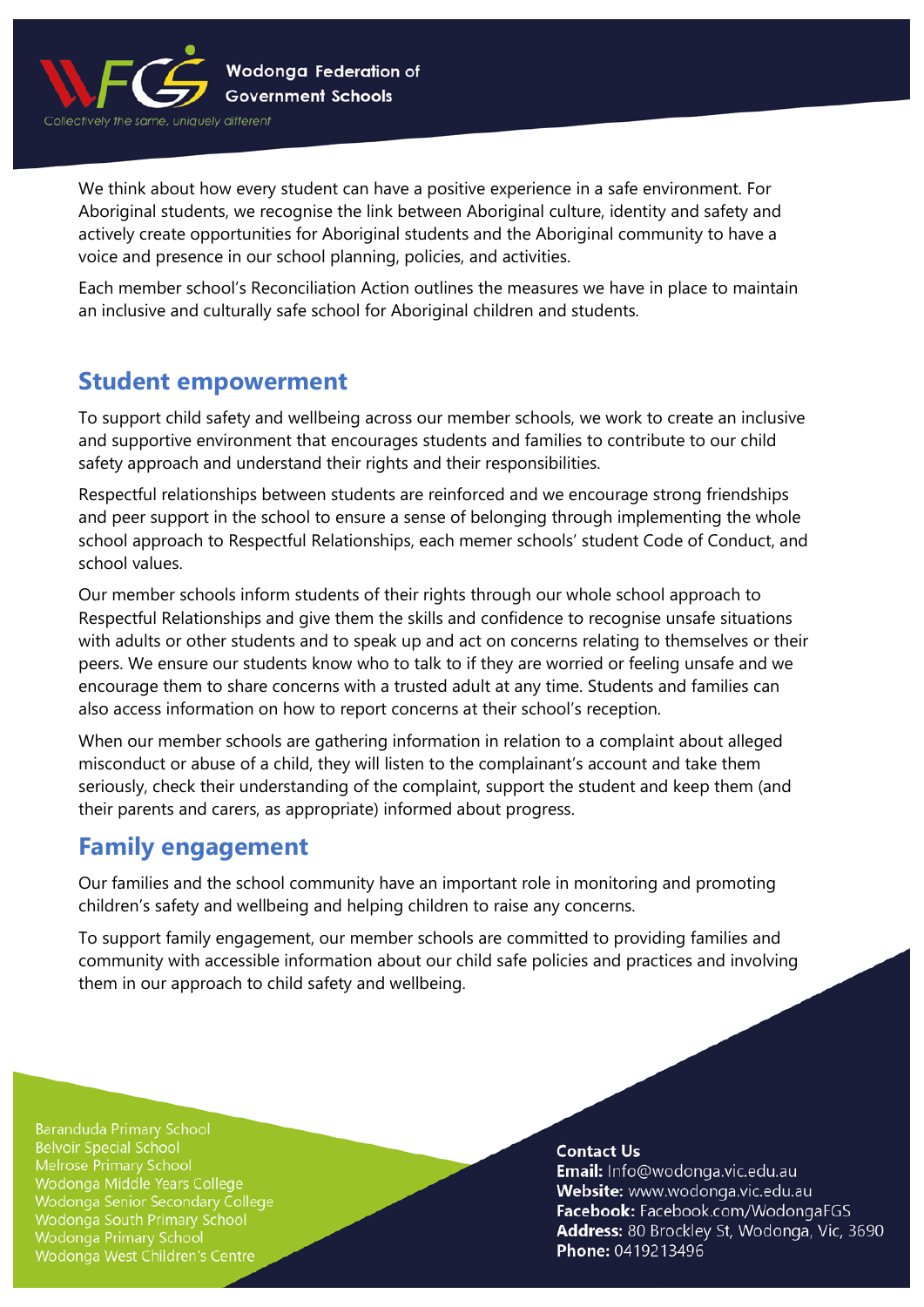We think about how every student can have a positive experience in a safe environment. For Aboriginal students, we recognise the link between Aboriginal culture, identity and safety and actively create opportunities for Aboriginal students and the Aboriginal community to have a voice and presence in our school planning, policies, and activities.

Each member school's Reconciliation Action outlines the measures we have in place to maintain an inclusive and culturally safe school for Aboriginal children and students.

## Student empowerment

To support child safety and wellbeing across our member schools, we work to create an inclusive and supportive environment that encourages students and families to contribute to our child safety approach and understand their rights and their responsibilities.

Respectful relationships between students are reinforced and we encourage strong friendships and peer support in the school to ensure a sense of belonging through implementing the whole school approach to Respectful Relationships, each memer schools' student Code of Conduct, and school values.

Our member schools inform students of their rights through our whole school approach to Respectful Relationships and give them the skills and confidence to recognise unsafe situations with adults or other students and to speak up and act on concerns relating to themselves or their peers. We ensure our students know who to talk to if they are worried or feeling unsafe and we encourage them to share concerns with a trusted adult at any time. Students and families can also access information on how to report concerns at their school's reception.

When our member schools are gathering information in relation to a complaint about alleged misconduct or abuse of a child, they will listen to the complainant's account and take them seriously, check their understanding of the complaint, support the student and keep them (and their parents and carers, as appropriate) informed about progress.

## Family engagement

Our families and the school community have an important role in monitoring and promoting children's safety and wellbeing and helping children to raise any concerns.

To support family engagement, our member schools are committed to providing families and community with accessible information about our child safe policies and practices and involving them in our approach to child safety and wellbeing.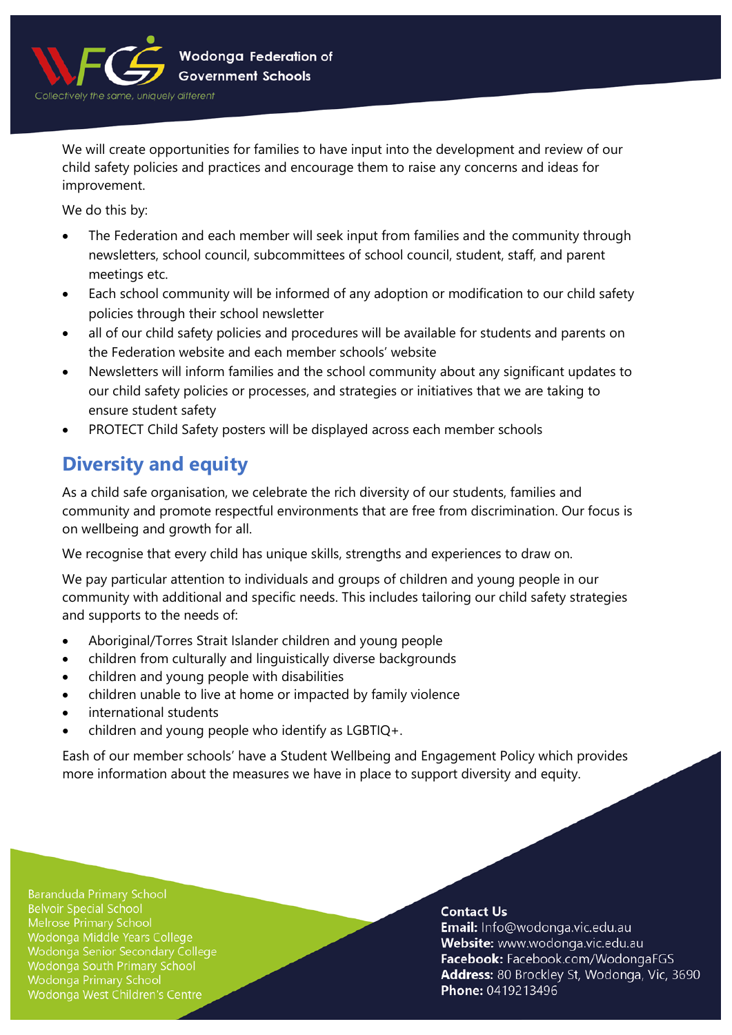We will create opportunities for families to have input into the development and review of our child safety policies and practices and encourage them to raise any concerns and ideas for improvement.

We do this by:

- The Federation and each member will seek input from families and the community through newsletters, school council, subcommittees of school council, student, staff, and parent meetings etc.
- Each school community will be informed of any adoption or modification to our child safety policies through their school newsletter
- all of our child safety policies and procedures will be available for students and parents on the Federation website and each member schools' website
- Newsletters will inform families and the school community about any significant updates to our child safety policies or processes, and strategies or initiatives that we are taking to ensure student safety
- PROTECT Child Safety posters will be displayed across each member schools

## Diversity and equity

As a child safe organisation, we celebrate the rich diversity of our students, families and community and promote respectful environments that are free from discrimination. Our focus is on wellbeing and growth for all.

We recognise that every child has unique skills, strengths and experiences to draw on.

We pay particular attention to individuals and groups of children and young people in our community with additional and specific needs. This includes tailoring our child safety strategies and supports to the needs of:

- Aboriginal/Torres Strait Islander children and young people
- children from culturally and linguistically diverse backgrounds
- children and young people with disabilities
- children unable to live at home or impacted by family violence
- international students
- children and young people who identify as LGBTIQ+.

Eash of our member schools' have a Student Wellbeing and Engagement Policy which provides more information about the measures we have in place to support diversity and equity.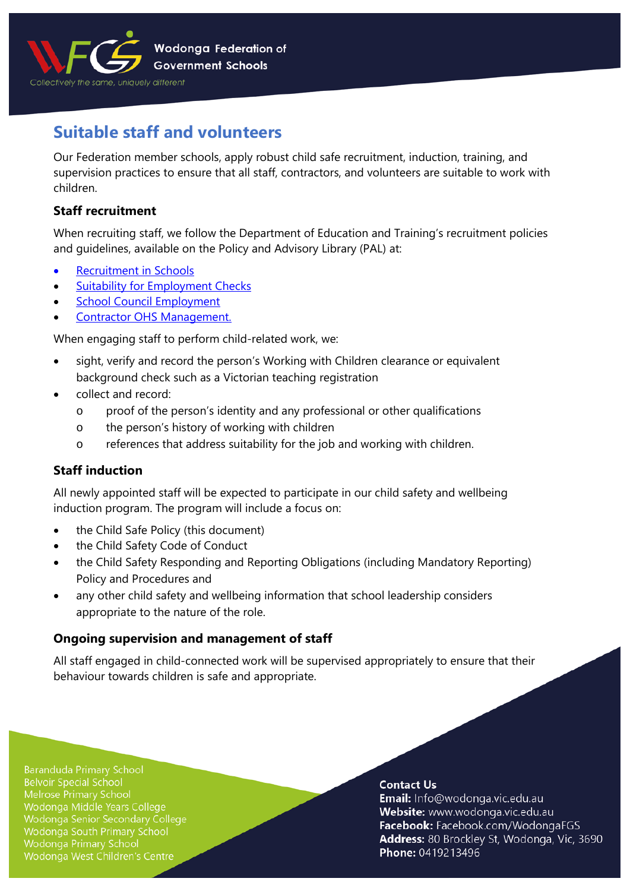## Suitable staff and volunteers

Our Federation member schools, apply robust child safe recruitment, induction, training, and supervision practices to ensure that all staff, contractors, and volunteers are suitable to work with children.

### Staff recruitment

When recruiting staff, we follow the Department of Education and Training's recruitment policies and guidelines, available on the Policy and Advisory Library (PAL) at:

- Recruitment in Schools
- Suitability for Employment Checks
- School Council Employment
- Contractor OHS Management.

When engaging staff to perform child-related work, we:

- sight, verify and record the person's Working with Children clearance or equivalent background check such as a Victorian teaching registration
- collect and record:
  - proof of the person's identity and any professional or other qualifications
  - the person's history of working with children
  - references that address suitability for the job and working with children.

### Staff induction

All newly appointed staff will be expected to participate in our child safety and wellbeing induction program. The program will include a focus on:

- the Child Safe Policy (this document)
- the Child Safety Code of Conduct
- the Child Safety Responding and Reporting Obligations (including Mandatory Reporting) Policy and Procedures and
- any other child safety and wellbeing information that school leadership considers appropriate to the nature of the role.

### Ongoing supervision and management of staff

All staff engaged in child-connected work will be supervised appropriately to ensure that their behaviour towards children is safe and appropriate.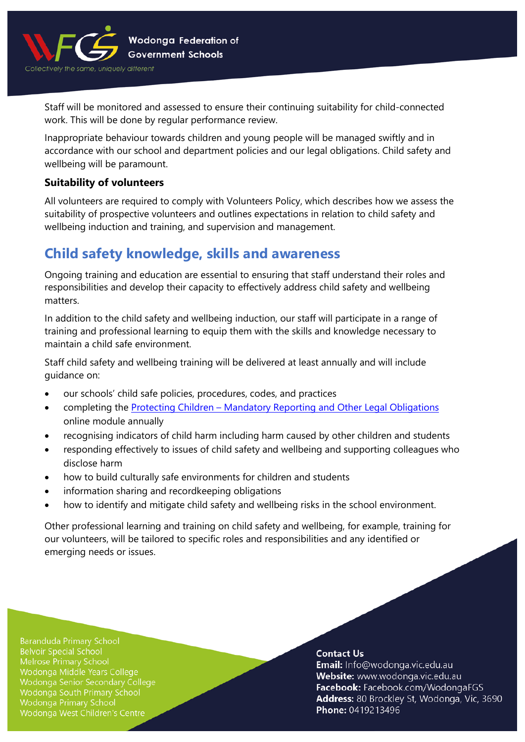Staff will be monitored and assessed to ensure their continuing suitability for child-connected work. This will be done by regular performance review.

Inappropriate behaviour towards children and young people will be managed swiftly and in accordance with our school and department policies and our legal obligations. Child safety and wellbeing will be paramount.

### Suitability of volunteers

All volunteers are required to comply with Volunteers Policy, which describes how we assess the suitability of prospective volunteers and outlines expectations in relation to child safety and wellbeing induction and training, and supervision and management.

## Child safety knowledge, skills and awareness

Ongoing training and education are essential to ensuring that staff understand their roles and responsibilities and develop their capacity to effectively address child safety and wellbeing matters.

In addition to the child safety and wellbeing induction, our staff will participate in a range of training and professional learning to equip them with the skills and knowledge necessary to maintain a child safe environment.

Staff child safety and wellbeing training will be delivered at least annually and will include guidance on:

- our schools' child safe policies, procedures, codes, and practices
- completing the Protecting Children – Mandatory Reporting and Other Legal Obligations online module annually
- recognising indicators of child harm including harm caused by other children and students
- responding effectively to issues of child safety and wellbeing and supporting colleagues who disclose harm
- how to build culturally safe environments for children and students
- information sharing and recordkeeping obligations
- how to identify and mitigate child safety and wellbeing risks in the school environment.

Other professional learning and training on child safety and wellbeing, for example, training for our volunteers, will be tailored to specific roles and responsibilities and any identified or emerging needs or issues.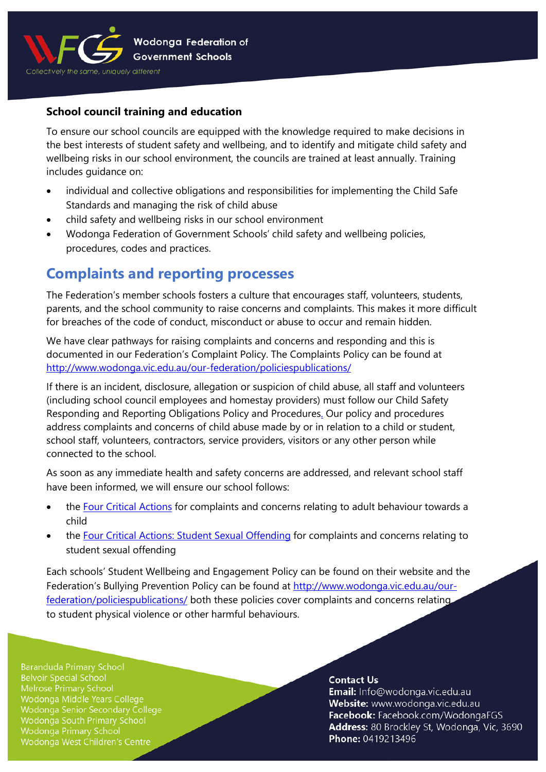### School council training and education

To ensure our school councils are equipped with the knowledge required to make decisions in the best interests of student safety and wellbeing, and to identify and mitigate child safety and wellbeing risks in our school environment, the councils are trained at least annually. Training includes guidance on:

- individual and collective obligations and responsibilities for implementing the Child Safe Standards and managing the risk of child abuse
- child safety and wellbeing risks in our school environment
- Wodonga Federation of Government Schools' child safety and wellbeing policies, procedures, codes and practices.

## Complaints and reporting processes

The Federation's member schools fosters a culture that encourages staff, volunteers, students, parents, and the school community to raise concerns and complaints. This makes it more difficult for breaches of the code of conduct, misconduct or abuse to occur and remain hidden.

We have clear pathways for raising complaints and concerns and responding and this is documented in our Federation's Complaint Policy. The Complaints Policy can be found at http://www.wodonga.vic.edu.au/our-federation/policiespublications/

If there is an incident, disclosure, allegation or suspicion of child abuse, all staff and volunteers (including school council employees and homestay providers) must follow our Child Safety Responding and Reporting Obligations Policy and Procedures. Our policy and procedures address complaints and concerns of child abuse made by or in relation to a child or student, school staff, volunteers, contractors, service providers, visitors or any other person while connected to the school.

As soon as any immediate health and safety concerns are addressed, and relevant school staff have been informed, we will ensure our school follows:

- the Four Critical Actions for complaints and concerns relating to adult behaviour towards a child
- the Four Critical Actions: Student Sexual Offending for complaints and concerns relating to student sexual offending

Each schools' Student Wellbeing and Engagement Policy can be found on their website and the Federation's Bullying Prevention Policy can be found at http://www.wodonga.vic.edu.au/our-federation/policiespublications/ both these policies cover complaints and concerns relating to student physical violence or other harmful behaviours.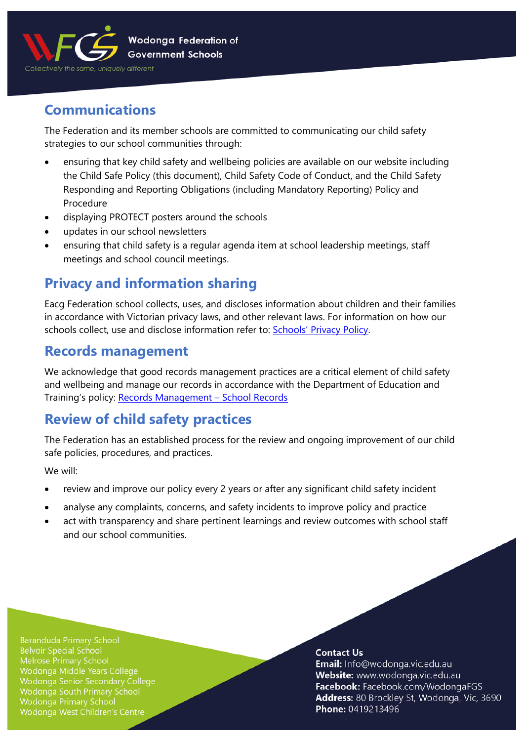## Communications

The Federation and its member schools are committed to communicating our child safety strategies to our school communities through:

- ensuring that key child safety and wellbeing policies are available on our website including the Child Safe Policy (this document), Child Safety Code of Conduct, and the Child Safety Responding and Reporting Obligations (including Mandatory Reporting) Policy and Procedure
- displaying PROTECT posters around the schools
- updates in our school newsletters
- ensuring that child safety is a regular agenda item at school leadership meetings, staff meetings and school council meetings.

## Privacy and information sharing

Eacg Federation school collects, uses, and discloses information about children and their families in accordance with Victorian privacy laws, and other relevant laws. For information on how our schools collect, use and disclose information refer to: [Schools' Privacy Policy](#).

## Records management

We acknowledge that good records management practices are a critical element of child safety and wellbeing and manage our records in accordance with the Department of Education and Training's policy: [Records Management – School Records](#)

## Review of child safety practices

The Federation has an established process for the review and ongoing improvement of our child safe policies, procedures, and practices.

We will:

- review and improve our policy every 2 years or after any significant child safety incident
- analyse any complaints, concerns, and safety incidents to improve policy and practice
- act with transparency and share pertinent learnings and review outcomes with school staff and our school communities.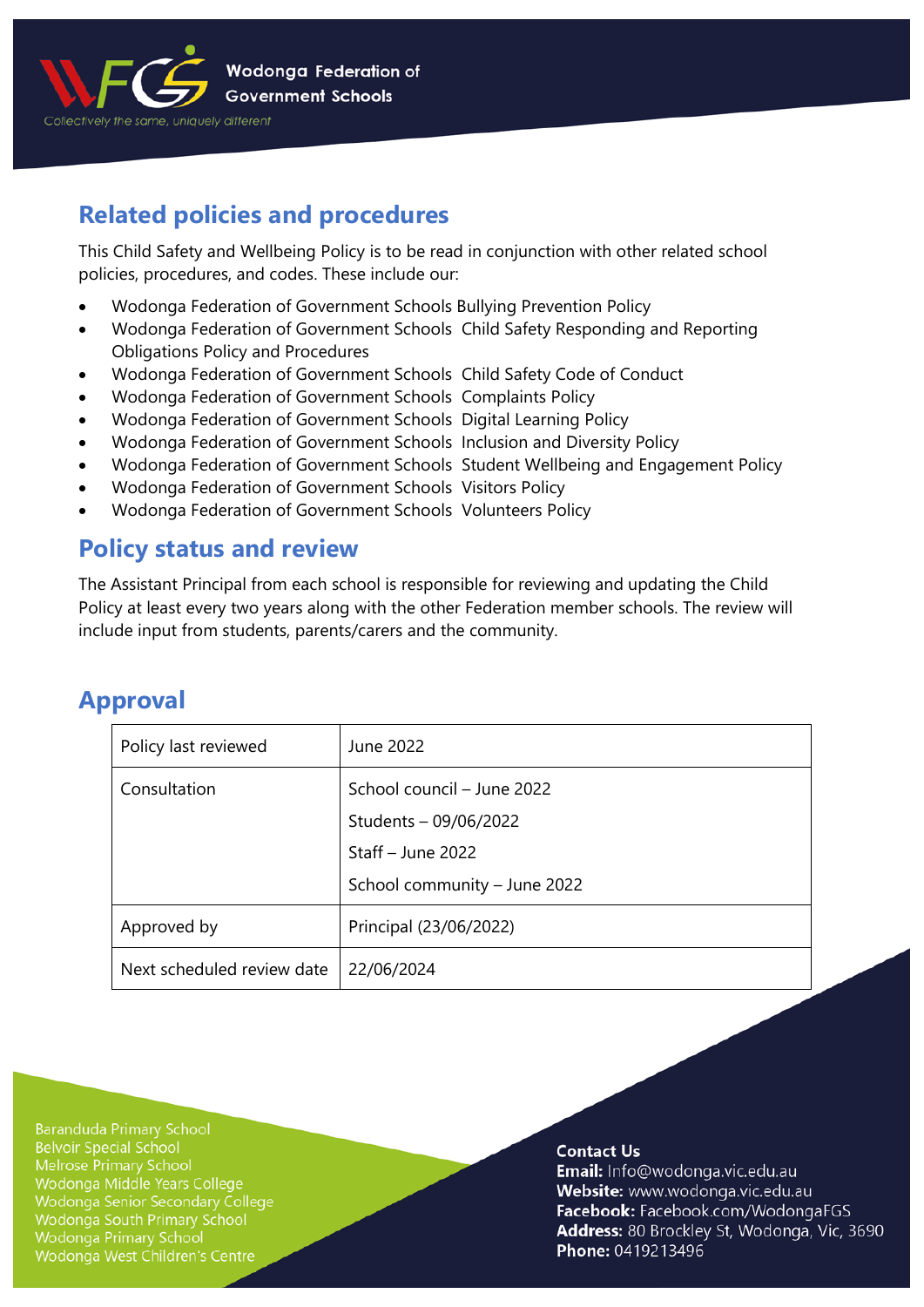## Related policies and procedures

This Child Safety and Wellbeing Policy is to be read in conjunction with other related school policies, procedures, and codes. These include our:

- Wodonga Federation of Government Schools Bullying Prevention Policy
- Wodonga Federation of Government Schools Child Safety Responding and Reporting Obligations Policy and Procedures
- Wodonga Federation of Government Schools Child Safety Code of Conduct
- Wodonga Federation of Government Schools Complaints Policy
- Wodonga Federation of Government Schools Digital Learning Policy
- Wodonga Federation of Government Schools Inclusion and Diversity Policy
- Wodonga Federation of Government Schools Student Wellbeing and Engagement Policy
- Wodonga Federation of Government Schools Visitors Policy
- Wodonga Federation of Government Schools Volunteers Policy

## Policy status and review

The Assistant Principal from each school is responsible for reviewing and updating the Child Policy at least every two years along with the other Federation member schools. The review will include input from students, parents/carers and the community.

## Approval

| | |
|---|---|
| Policy last reviewed | June 2022 |
| Consultation | School council – June 2022<br>Students – 09/06/2022<br>Staff – June 2022<br>School community – June 2022 |
| Approved by | Principal (23/06/2022) |
| Next scheduled review date | 22/06/2024 |

Baranduda Primary School
Belvoir Special School
Melrose Primary School
Wodonga Middle Years College
Wodonga Senior Secondary College
Wodonga South Primary School
Wodonga Primary School
Wodonga West Children's Centre

**Contact Us**
**Email:** Info@wodonga.vic.edu.au
**Website:** www.wodonga.vic.edu.au
**Facebook:** Facebook.com/WodongaFGS
**Address:** 80 Brockley St, Wodonga, Vic, 3690
**Phone:** 0419213496